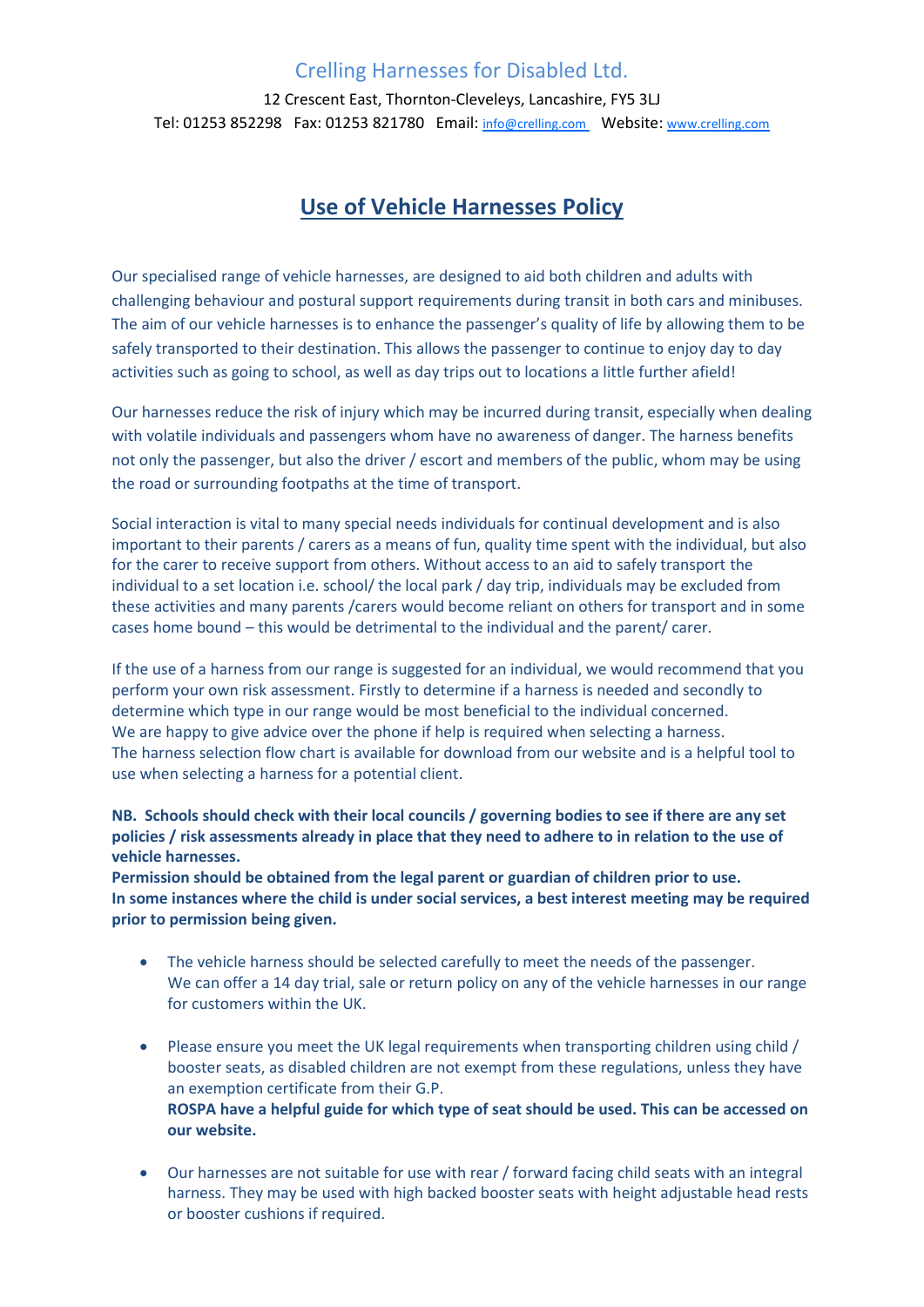Crelling Harnesses for Disabled Ltd.

12 Crescent East, Thornton-Cleveleys, Lancashire, FY5 3LJ
Tel: 01253 852298 Fax: 01253 821780 Email: info@crelling.com Website: www.crelling.com

# Use of Vehicle Harnesses Policy

Our specialised range of vehicle harnesses, are designed to aid both children and adults with challenging behaviour and postural support requirements during transit in both cars and minibuses. The aim of our vehicle harnesses is to enhance the passenger's quality of life by allowing them to be safely transported to their destination. This allows the passenger to continue to enjoy day to day activities such as going to school, as well as day trips out to locations a little further afield!

Our harnesses reduce the risk of injury which may be incurred during transit, especially when dealing with volatile individuals and passengers whom have no awareness of danger. The harness benefits not only the passenger, but also the driver / escort and members of the public, whom may be using the road or surrounding footpaths at the time of transport.

Social interaction is vital to many special needs individuals for continual development and is also important to their parents / carers as a means of fun, quality time spent with the individual, but also for the carer to receive support from others. Without access to an aid to safely transport the individual to a set location i.e. school/ the local park / day trip, individuals may be excluded from these activities and many parents /carers would become reliant on others for transport and in some cases home bound – this would be detrimental to the individual and the parent/ carer.

If the use of a harness from our range is suggested for an individual, we would recommend that you perform your own risk assessment. Firstly to determine if a harness is needed and secondly to determine which type in our range would be most beneficial to the individual concerned.
We are happy to give advice over the phone if help is required when selecting a harness.
The harness selection flow chart is available for download from our website and is a helpful tool to use when selecting a harness for a potential client.

**NB. Schools should check with their local councils / governing bodies to see if there are any set policies / risk assessments already in place that they need to adhere to in relation to the use of vehicle harnesses.**
**Permission should be obtained from the legal parent or guardian of children prior to use.**
**In some instances where the child is under social services, a best interest meeting may be required prior to permission being given.**

- The vehicle harness should be selected carefully to meet the needs of the passenger.
  We can offer a 14 day trial, sale or return policy on any of the vehicle harnesses in our range for customers within the UK.

- Please ensure you meet the UK legal requirements when transporting children using child / booster seats, as disabled children are not exempt from these regulations, unless they have an exemption certificate from their G.P.
  **ROSPA have a helpful guide for which type of seat should be used. This can be accessed on our website.**

- Our harnesses are not suitable for use with rear / forward facing child seats with an integral harness. They may be used with high backed booster seats with height adjustable head rests or booster cushions if required.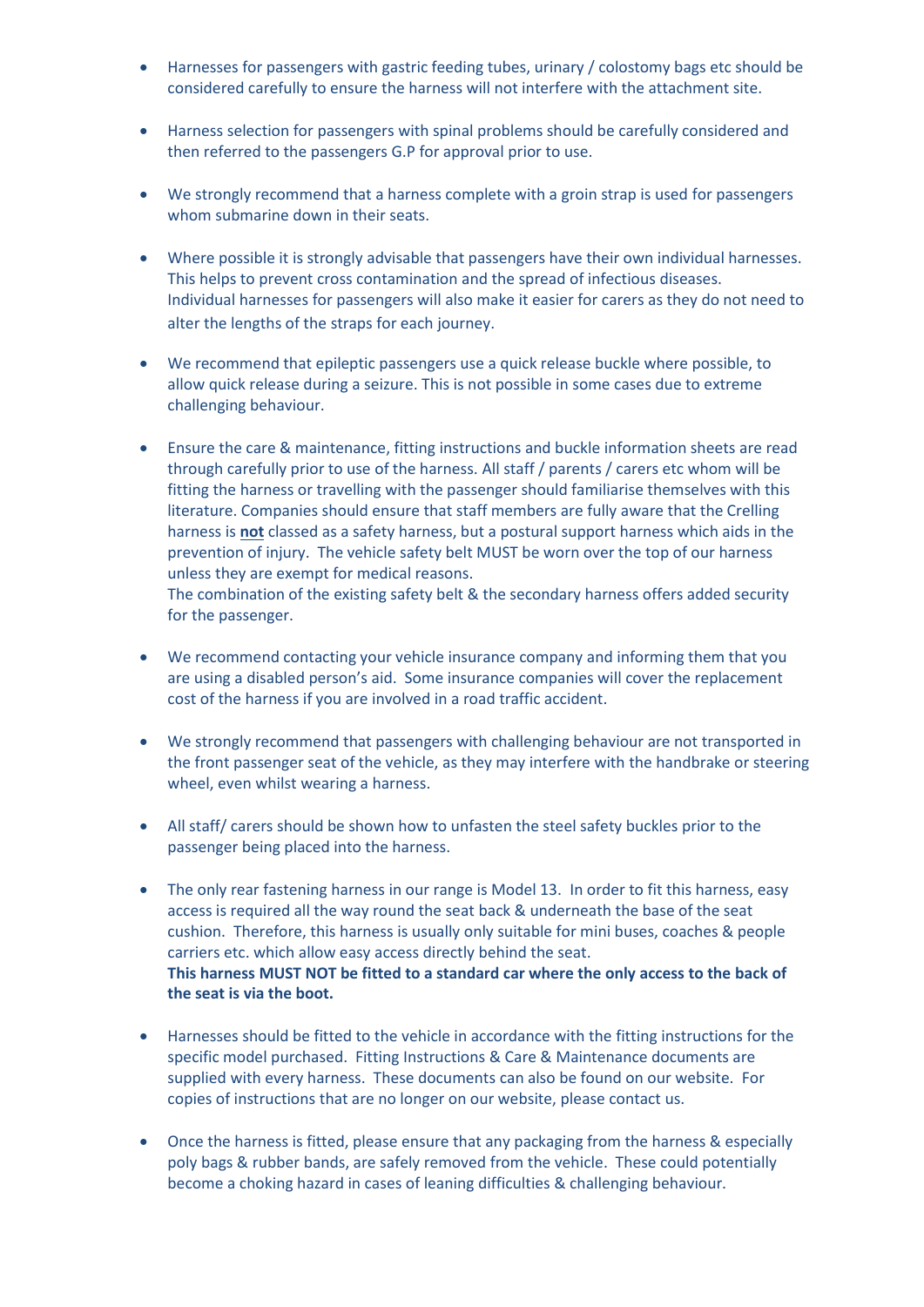- Harnesses for passengers with gastric feeding tubes, urinary / colostomy bags etc should be considered carefully to ensure the harness will not interfere with the attachment site.

- Harness selection for passengers with spinal problems should be carefully considered and then referred to the passengers G.P for approval prior to use.

- We strongly recommend that a harness complete with a groin strap is used for passengers whom submarine down in their seats.

- Where possible it is strongly advisable that passengers have their own individual harnesses. This helps to prevent cross contamination and the spread of infectious diseases. Individual harnesses for passengers will also make it easier for carers as they do not need to alter the lengths of the straps for each journey.

- We recommend that epileptic passengers use a quick release buckle where possible, to allow quick release during a seizure. This is not possible in some cases due to extreme challenging behaviour.

- Ensure the care & maintenance, fitting instructions and buckle information sheets are read through carefully prior to use of the harness. All staff / parents / carers etc whom will be fitting the harness or travelling with the passenger should familiarise themselves with this literature. Companies should ensure that staff members are fully aware that the Crelling harness is **not** classed as a safety harness, but a postural support harness which aids in the prevention of injury. The vehicle safety belt MUST be worn over the top of our harness unless they are exempt for medical reasons.
  The combination of the existing safety belt & the secondary harness offers added security for the passenger.

- We recommend contacting your vehicle insurance company and informing them that you are using a disabled person's aid. Some insurance companies will cover the replacement cost of the harness if you are involved in a road traffic accident.

- We strongly recommend that passengers with challenging behaviour are not transported in the front passenger seat of the vehicle, as they may interfere with the handbrake or steering wheel, even whilst wearing a harness.

- All staff/ carers should be shown how to unfasten the steel safety buckles prior to the passenger being placed into the harness.

- The only rear fastening harness in our range is Model 13. In order to fit this harness, easy access is required all the way round the seat back & underneath the base of the seat cushion. Therefore, this harness is usually only suitable for mini buses, coaches & people carriers etc. which allow easy access directly behind the seat.
  **This harness MUST NOT be fitted to a standard car where the only access to the back of the seat is via the boot.**

- Harnesses should be fitted to the vehicle in accordance with the fitting instructions for the specific model purchased. Fitting Instructions & Care & Maintenance documents are supplied with every harness. These documents can also be found on our website. For copies of instructions that are no longer on our website, please contact us.

- Once the harness is fitted, please ensure that any packaging from the harness & especially poly bags & rubber bands, are safely removed from the vehicle. These could potentially become a choking hazard in cases of leaning difficulties & challenging behaviour.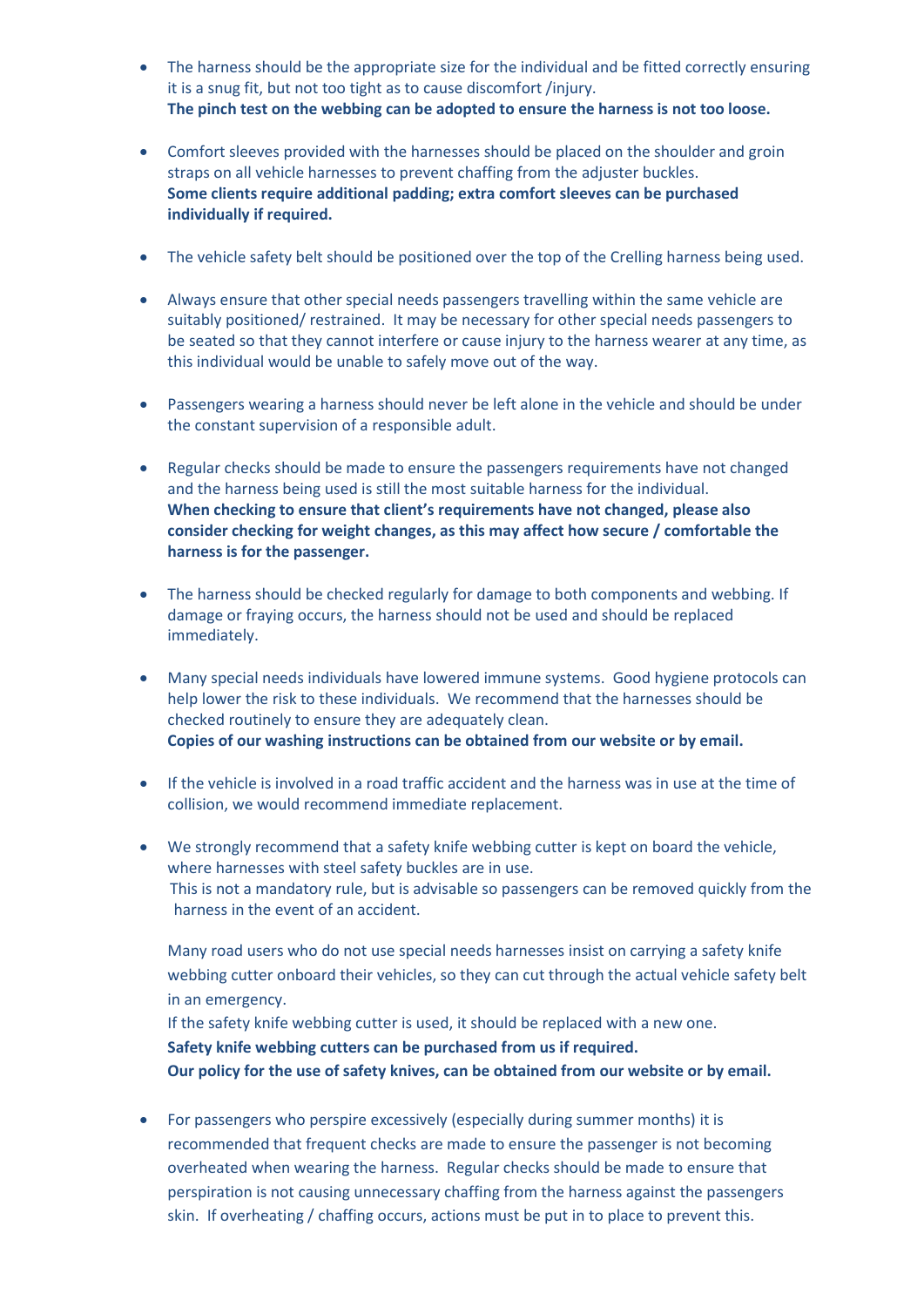- The harness should be the appropriate size for the individual and be fitted correctly ensuring it is a snug fit, but not too tight as to cause discomfort /injury.
  **The pinch test on the webbing can be adopted to ensure the harness is not too loose.**

- Comfort sleeves provided with the harnesses should be placed on the shoulder and groin straps on all vehicle harnesses to prevent chaffing from the adjuster buckles.
  **Some clients require additional padding; extra comfort sleeves can be purchased individually if required.**

- The vehicle safety belt should be positioned over the top of the Crelling harness being used.

- Always ensure that other special needs passengers travelling within the same vehicle are suitably positioned/ restrained. It may be necessary for other special needs passengers to be seated so that they cannot interfere or cause injury to the harness wearer at any time, as this individual would be unable to safely move out of the way.

- Passengers wearing a harness should never be left alone in the vehicle and should be under the constant supervision of a responsible adult.

- Regular checks should be made to ensure the passengers requirements have not changed and the harness being used is still the most suitable harness for the individual.
  **When checking to ensure that client's requirements have not changed, please also consider checking for weight changes, as this may affect how secure / comfortable the harness is for the passenger.**

- The harness should be checked regularly for damage to both components and webbing. If damage or fraying occurs, the harness should not be used and should be replaced immediately.

- Many special needs individuals have lowered immune systems. Good hygiene protocols can help lower the risk to these individuals. We recommend that the harnesses should be checked routinely to ensure they are adequately clean.
  **Copies of our washing instructions can be obtained from our website or by email.**

- If the vehicle is involved in a road traffic accident and the harness was in use at the time of collision, we would recommend immediate replacement.

- We strongly recommend that a safety knife webbing cutter is kept on board the vehicle, where harnesses with steel safety buckles are in use.
  This is not a mandatory rule, but is advisable so passengers can be removed quickly from the harness in the event of an accident.

  Many road users who do not use special needs harnesses insist on carrying a safety knife webbing cutter onboard their vehicles, so they can cut through the actual vehicle safety belt in an emergency.
  If the safety knife webbing cutter is used, it should be replaced with a new one.
  **Safety knife webbing cutters can be purchased from us if required.**
  **Our policy for the use of safety knives, can be obtained from our website or by email.**

- For passengers who perspire excessively (especially during summer months) it is recommended that frequent checks are made to ensure the passenger is not becoming overheated when wearing the harness. Regular checks should be made to ensure that perspiration is not causing unnecessary chaffing from the harness against the passengers skin. If overheating / chaffing occurs, actions must be put in to place to prevent this.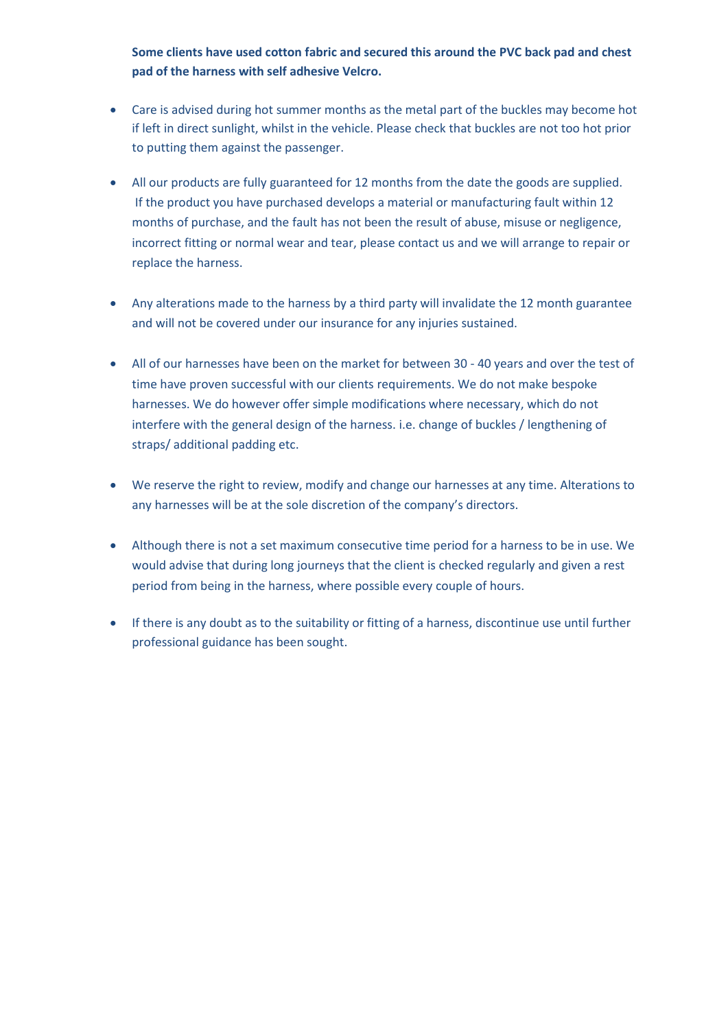**Some clients have used cotton fabric and secured this around the PVC back pad and chest pad of the harness with self adhesive Velcro.**

- Care is advised during hot summer months as the metal part of the buckles may become hot if left in direct sunlight, whilst in the vehicle. Please check that buckles are not too hot prior to putting them against the passenger.

- All our products are fully guaranteed for 12 months from the date the goods are supplied. If the product you have purchased develops a material or manufacturing fault within 12 months of purchase, and the fault has not been the result of abuse, misuse or negligence, incorrect fitting or normal wear and tear, please contact us and we will arrange to repair or replace the harness.

- Any alterations made to the harness by a third party will invalidate the 12 month guarantee and will not be covered under our insurance for any injuries sustained.

- All of our harnesses have been on the market for between 30 - 40 years and over the test of time have proven successful with our clients requirements. We do not make bespoke harnesses. We do however offer simple modifications where necessary, which do not interfere with the general design of the harness. i.e. change of buckles / lengthening of straps/ additional padding etc.

- We reserve the right to review, modify and change our harnesses at any time. Alterations to any harnesses will be at the sole discretion of the company's directors.

- Although there is not a set maximum consecutive time period for a harness to be in use. We would advise that during long journeys that the client is checked regularly and given a rest period from being in the harness, where possible every couple of hours.

- If there is any doubt as to the suitability or fitting of a harness, discontinue use until further professional guidance has been sought.